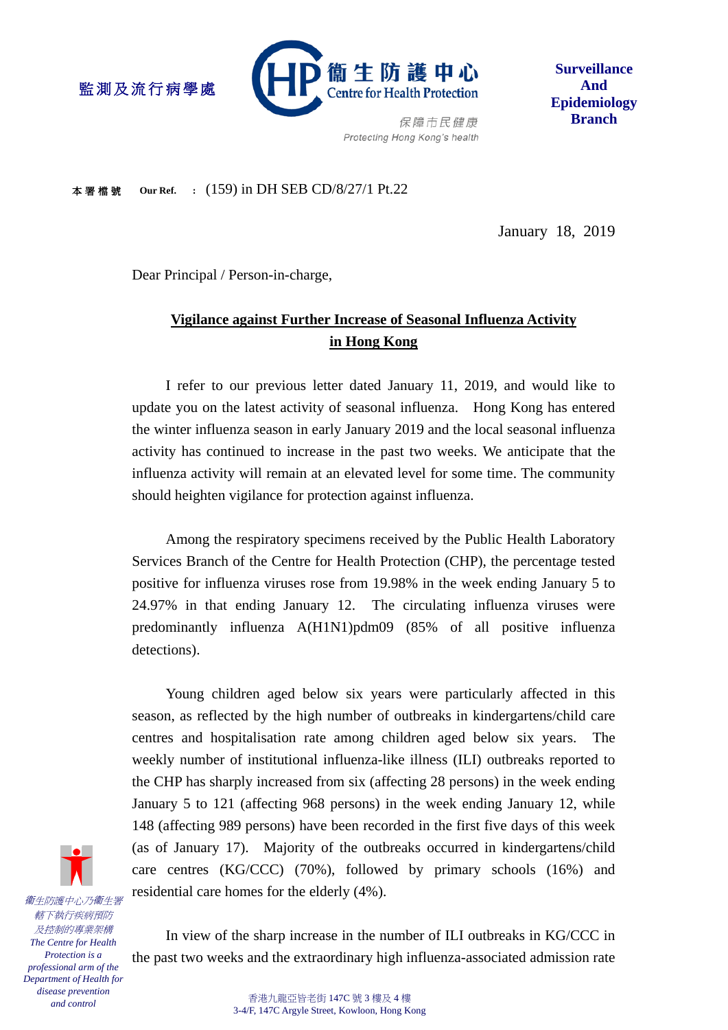監測及流行病學處

衞生防護中心
Centre for Health Protection

保障市民健康
Protecting Hong Kong's health

**Surveillance And Epidemiology Branch**

本署檔號 **Our Ref.** : (159) in DH SEB CD/8/27/1 Pt.22

January 18, 2019

Dear Principal / Person-in-charge,

**Vigilance against Further Increase of Seasonal Influenza Activity in Hong Kong**

I refer to our previous letter dated January 11, 2019, and would like to update you on the latest activity of seasonal influenza. Hong Kong has entered the winter influenza season in early January 2019 and the local seasonal influenza activity has continued to increase in the past two weeks. We anticipate that the influenza activity will remain at an elevated level for some time. The community should heighten vigilance for protection against influenza.

Among the respiratory specimens received by the Public Health Laboratory Services Branch of the Centre for Health Protection (CHP), the percentage tested positive for influenza viruses rose from 19.98% in the week ending January 5 to 24.97% in that ending January 12. The circulating influenza viruses were predominantly influenza A(H1N1)pdm09 (85% of all positive influenza detections).

Young children aged below six years were particularly affected in this season, as reflected by the high number of outbreaks in kindergartens/child care centres and hospitalisation rate among children aged below six years. The weekly number of institutional influenza-like illness (ILI) outbreaks reported to the CHP has sharply increased from six (affecting 28 persons) in the week ending January 5 to 121 (affecting 968 persons) in the week ending January 12, while 148 (affecting 989 persons) have been recorded in the first five days of this week (as of January 17). Majority of the outbreaks occurred in kindergartens/child care centres (KG/CCC) (70%), followed by primary schools (16%) and residential care homes for the elderly (4%).

In view of the sharp increase in the number of ILI outbreaks in KG/CCC in the past two weeks and the extraordinary high influenza-associated admission rate

*衞生防護中心乃衞生署轄下執行疾病預防及控制的專業架構*
*The Centre for Health Protection is a professional arm of the Department of Health for disease prevention and control*

香港九龍亞皆老街 147C 號 3 樓及 4 樓
3-4/F, 147C Argyle Street, Kowloon, Hong Kong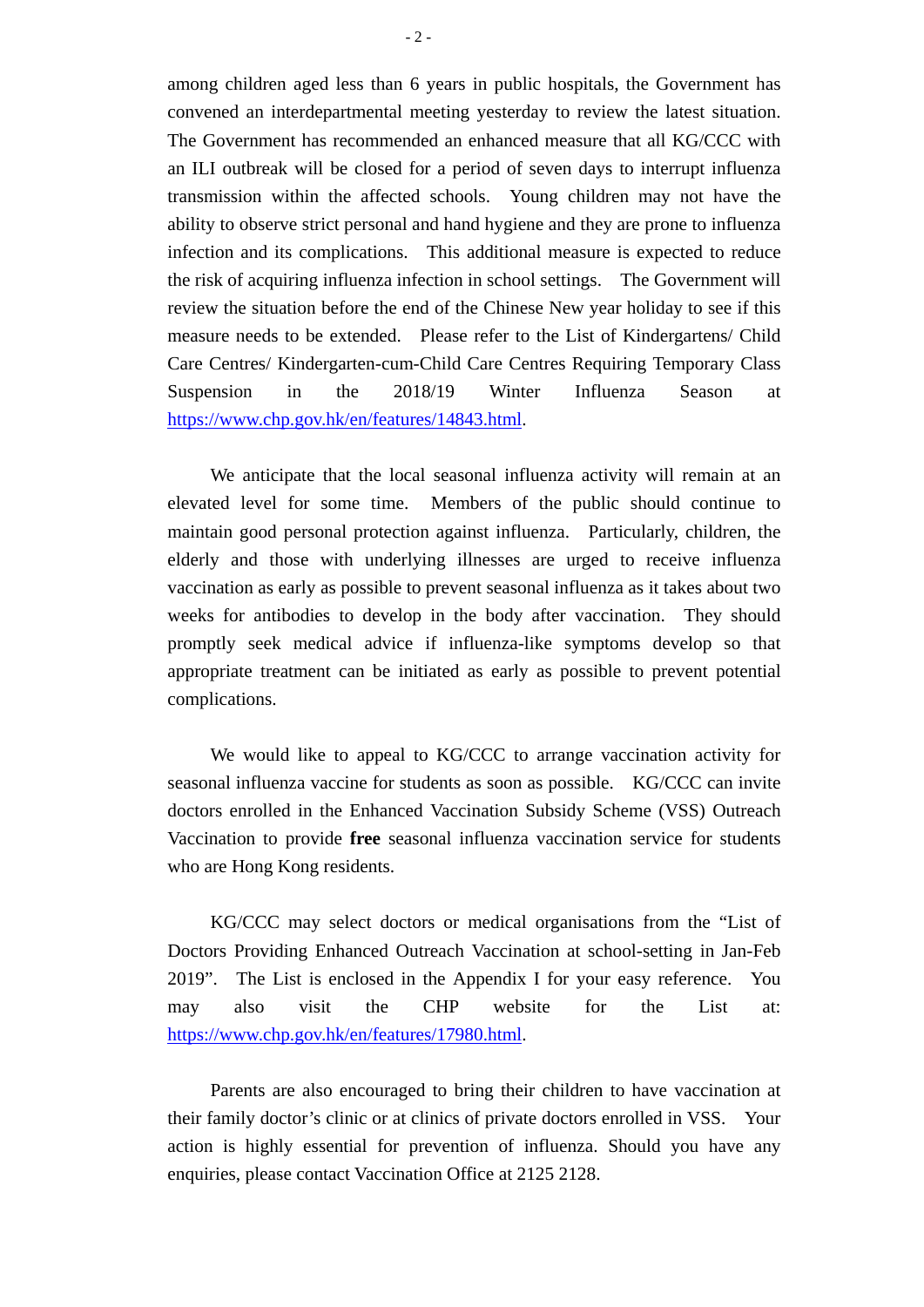among children aged less than 6 years in public hospitals, the Government has convened an interdepartmental meeting yesterday to review the latest situation. The Government has recommended an enhanced measure that all KG/CCC with an ILI outbreak will be closed for a period of seven days to interrupt influenza transmission within the affected schools. Young children may not have the ability to observe strict personal and hand hygiene and they are prone to influenza infection and its complications. This additional measure is expected to reduce the risk of acquiring influenza infection in school settings. The Government will review the situation before the end of the Chinese New year holiday to see if this measure needs to be extended. Please refer to the List of Kindergartens/ Child Care Centres/ Kindergarten-cum-Child Care Centres Requiring Temporary Class Suspension in the 2018/19 Winter Influenza Season at https://www.chp.gov.hk/en/features/14843.html.

We anticipate that the local seasonal influenza activity will remain at an elevated level for some time. Members of the public should continue to maintain good personal protection against influenza. Particularly, children, the elderly and those with underlying illnesses are urged to receive influenza vaccination as early as possible to prevent seasonal influenza as it takes about two weeks for antibodies to develop in the body after vaccination. They should promptly seek medical advice if influenza-like symptoms develop so that appropriate treatment can be initiated as early as possible to prevent potential complications.

We would like to appeal to KG/CCC to arrange vaccination activity for seasonal influenza vaccine for students as soon as possible. KG/CCC can invite doctors enrolled in the Enhanced Vaccination Subsidy Scheme (VSS) Outreach Vaccination to provide **free** seasonal influenza vaccination service for students who are Hong Kong residents.

KG/CCC may select doctors or medical organisations from the "List of Doctors Providing Enhanced Outreach Vaccination at school-setting in Jan-Feb 2019". The List is enclosed in the Appendix I for your easy reference. You may also visit the CHP website for the List at: https://www.chp.gov.hk/en/features/17980.html.

Parents are also encouraged to bring their children to have vaccination at their family doctor's clinic or at clinics of private doctors enrolled in VSS. Your action is highly essential for prevention of influenza. Should you have any enquiries, please contact Vaccination Office at 2125 2128.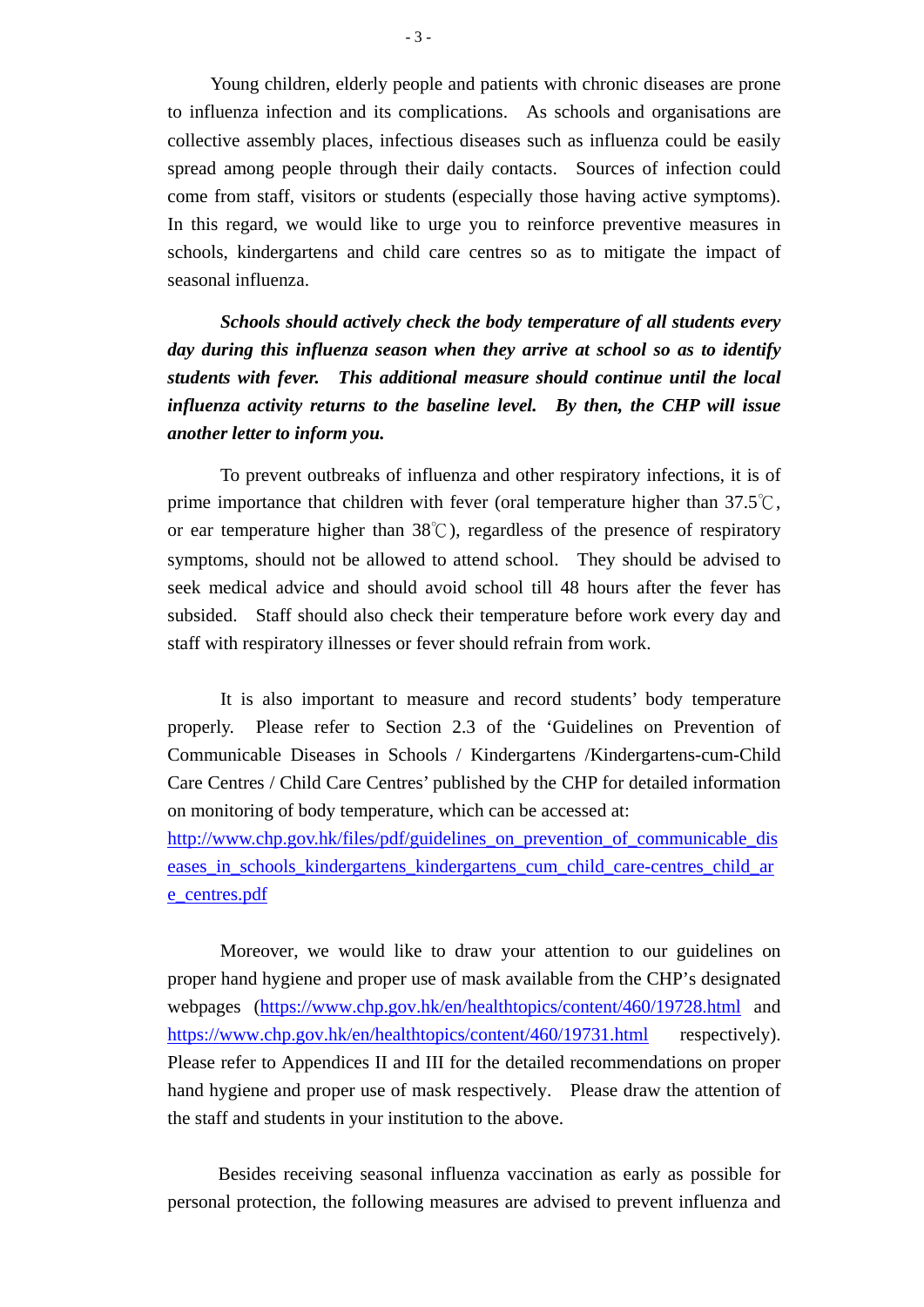Young children, elderly people and patients with chronic diseases are prone to influenza infection and its complications. As schools and organisations are collective assembly places, infectious diseases such as influenza could be easily spread among people through their daily contacts. Sources of infection could come from staff, visitors or students (especially those having active symptoms). In this regard, we would like to urge you to reinforce preventive measures in schools, kindergartens and child care centres so as to mitigate the impact of seasonal influenza.

***Schools should actively check the body temperature of all students every day during this influenza season when they arrive at school so as to identify students with fever. This additional measure should continue until the local influenza activity returns to the baseline level. By then, the CHP will issue another letter to inform you.***

To prevent outbreaks of influenza and other respiratory infections, it is of prime importance that children with fever (oral temperature higher than 37.5℃, or ear temperature higher than 38℃), regardless of the presence of respiratory symptoms, should not be allowed to attend school. They should be advised to seek medical advice and should avoid school till 48 hours after the fever has subsided. Staff should also check their temperature before work every day and staff with respiratory illnesses or fever should refrain from work.

It is also important to measure and record students' body temperature properly. Please refer to Section 2.3 of the 'Guidelines on Prevention of Communicable Diseases in Schools / Kindergartens /Kindergartens-cum-Child Care Centres / Child Care Centres' published by the CHP for detailed information on monitoring of body temperature, which can be accessed at: [http://www.chp.gov.hk/files/pdf/guidelines_on_prevention_of_communicable_diseases_in_schools_kindergartens_kindergartens_cum_child_care-centres_child_are_centres.pdf](http://www.chp.gov.hk/files/pdf/guidelines_on_prevention_of_communicable_diseases_in_schools_kindergartens_kindergartens_cum_child_care-centres_child_are_centres.pdf)

Moreover, we would like to draw your attention to our guidelines on proper hand hygiene and proper use of mask available from the CHP's designated webpages ([https://www.chp.gov.hk/en/healthtopics/content/460/19728.html](https://www.chp.gov.hk/en/healthtopics/content/460/19728.html) and [https://www.chp.gov.hk/en/healthtopics/content/460/19731.html](https://www.chp.gov.hk/en/healthtopics/content/460/19731.html) respectively). Please refer to Appendices II and III for the detailed recommendations on proper hand hygiene and proper use of mask respectively. Please draw the attention of the staff and students in your institution to the above.

Besides receiving seasonal influenza vaccination as early as possible for personal protection, the following measures are advised to prevent influenza and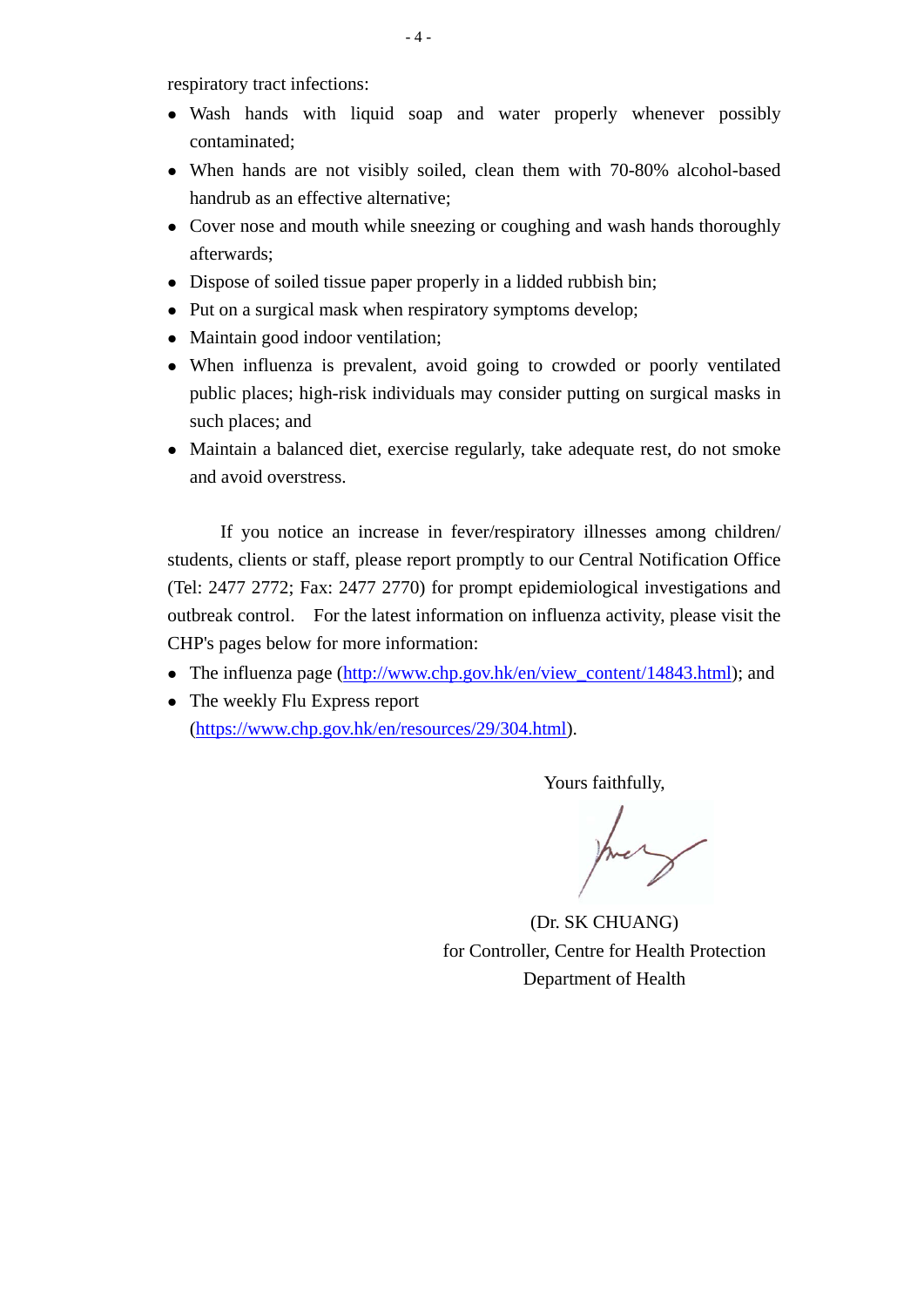respiratory tract infections:

- Wash hands with liquid soap and water properly whenever possibly contaminated;
- When hands are not visibly soiled, clean them with 70-80% alcohol-based handrub as an effective alternative;
- Cover nose and mouth while sneezing or coughing and wash hands thoroughly afterwards;
- Dispose of soiled tissue paper properly in a lidded rubbish bin;
- Put on a surgical mask when respiratory symptoms develop;
- Maintain good indoor ventilation;
- When influenza is prevalent, avoid going to crowded or poorly ventilated public places; high-risk individuals may consider putting on surgical masks in such places; and
- Maintain a balanced diet, exercise regularly, take adequate rest, do not smoke and avoid overstress.

If you notice an increase in fever/respiratory illnesses among children/ students, clients or staff, please report promptly to our Central Notification Office (Tel: 2477 2772; Fax: 2477 2770) for prompt epidemiological investigations and outbreak control. For the latest information on influenza activity, please visit the CHP's pages below for more information:

- The influenza page (http://www.chp.gov.hk/en/view_content/14843.html); and
- The weekly Flu Express report (https://www.chp.gov.hk/en/resources/29/304.html).

Yours faithfully,

(Dr. SK CHUANG)
for Controller, Centre for Health Protection
Department of Health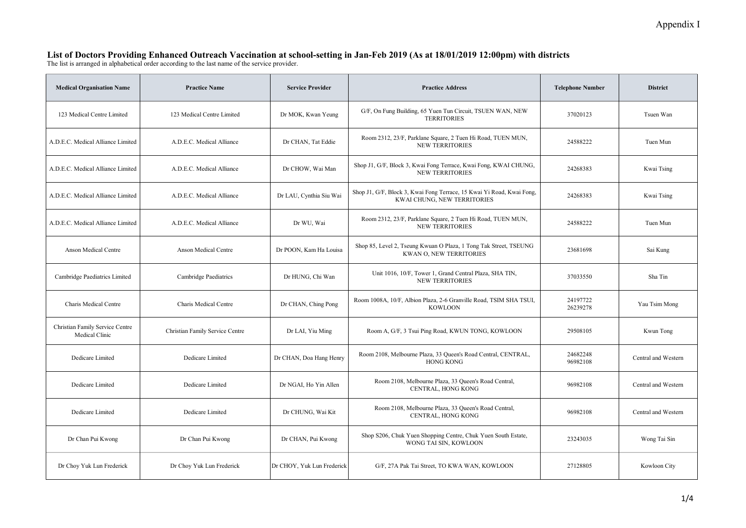Appendix I

## List of Doctors Providing Enhanced Outreach Vaccination at school-setting in Jan-Feb 2019 (As at 18/01/2019 12:00pm) with districts

The list is arranged in alphabetical order according to the last name of the service provider.

| Medical Organisation Name | Practice Name | Service Provider | Practice Address | Telephone Number | District |
|---|---|---|---|---|---|
| 123 Medical Centre Limited | 123 Medical Centre Limited | Dr MOK, Kwan Yeung | G/F, On Fung Building, 65 Yuen Tun Circuit, TSUEN WAN, NEW TERRITORIES | 37020123 | Tsuen Wan |
| A.D.E.C. Medical Alliance Limited | A.D.E.C. Medical Alliance | Dr CHAN, Tat Eddie | Room 2312, 23/F, Parklane Square, 2 Tuen Hi Road, TUEN MUN, NEW TERRITORIES | 24588222 | Tuen Mun |
| A.D.E.C. Medical Alliance Limited | A.D.E.C. Medical Alliance | Dr CHOW, Wai Man | Shop J1, G/F, Block 3, Kwai Fong Terrace, Kwai Fong, KWAI CHUNG, NEW TERRITORIES | 24268383 | Kwai Tsing |
| A.D.E.C. Medical Alliance Limited | A.D.E.C. Medical Alliance | Dr LAU, Cynthia Siu Wai | Shop J1, G/F, Block 3, Kwai Fong Terrace, 15 Kwai Yi Road, Kwai Fong, KWAI CHUNG, NEW TERRITORIES | 24268383 | Kwai Tsing |
| A.D.E.C. Medical Alliance Limited | A.D.E.C. Medical Alliance | Dr WU, Wai | Room 2312, 23/F, Parklane Square, 2 Tuen Hi Road, TUEN MUN, NEW TERRITORIES | 24588222 | Tuen Mun |
| Anson Medical Centre | Anson Medical Centre | Dr POON, Kam Ha Louisa | Shop 85, Level 2, Tseung Kwuan O Plaza, 1 Tong Tak Street, TSEUNG KWAN O, NEW TERRITORIES | 23681698 | Sai Kung |
| Cambridge Paediatrics Limited | Cambridge Paediatrics | Dr HUNG, Chi Wan | Unit 1016, 10/F, Tower 1, Grand Central Plaza, SHA TIN, NEW TERRITORIES | 37033550 | Sha Tin |
| Charis Medical Centre | Charis Medical Centre | Dr CHAN, Ching Pong | Room 1008A, 10/F, Albion Plaza, 2-6 Granville Road, TSIM SHA TSUI, KOWLOON | 24197722<br>26239278 | Yau Tsim Mong |
| Christian Family Service Centre Medical Clinic | Christian Family Service Centre | Dr LAI, Yiu Ming | Room A, G/F, 3 Tsui Ping Road, KWUN TONG, KOWLOON | 29508105 | Kwun Tong |
| Dedicare Limited | Dedicare Limited | Dr CHAN, Doa Hang Henry | Room 2108, Melbourne Plaza, 33 Queen's Road Central, CENTRAL, HONG KONG | 24682248<br>96982108 | Central and Western |
| Dedicare Limited | Dedicare Limited | Dr NGAI, Ho Yin Allen | Room 2108, Melbourne Plaza, 33 Queen's Road Central, CENTRAL, HONG KONG | 96982108 | Central and Western |
| Dedicare Limited | Dedicare Limited | Dr CHUNG, Wai Kit | Room 2108, Melbourne Plaza, 33 Queen's Road Central, CENTRAL, HONG KONG | 96982108 | Central and Western |
| Dr Chan Pui Kwong | Dr Chan Pui Kwong | Dr CHAN, Pui Kwong | Shop S206, Chuk Yuen Shopping Centre, Chuk Yuen South Estate, WONG TAI SIN, KOWLOON | 23243035 | Wong Tai Sin |
| Dr Choy Yuk Lun Frederick | Dr Choy Yuk Lun Frederick | Dr CHOY, Yuk Lun Frederick | G/F, 27A Pak Tai Street, TO KWA WAN, KOWLOON | 27128805 | Kowloon City |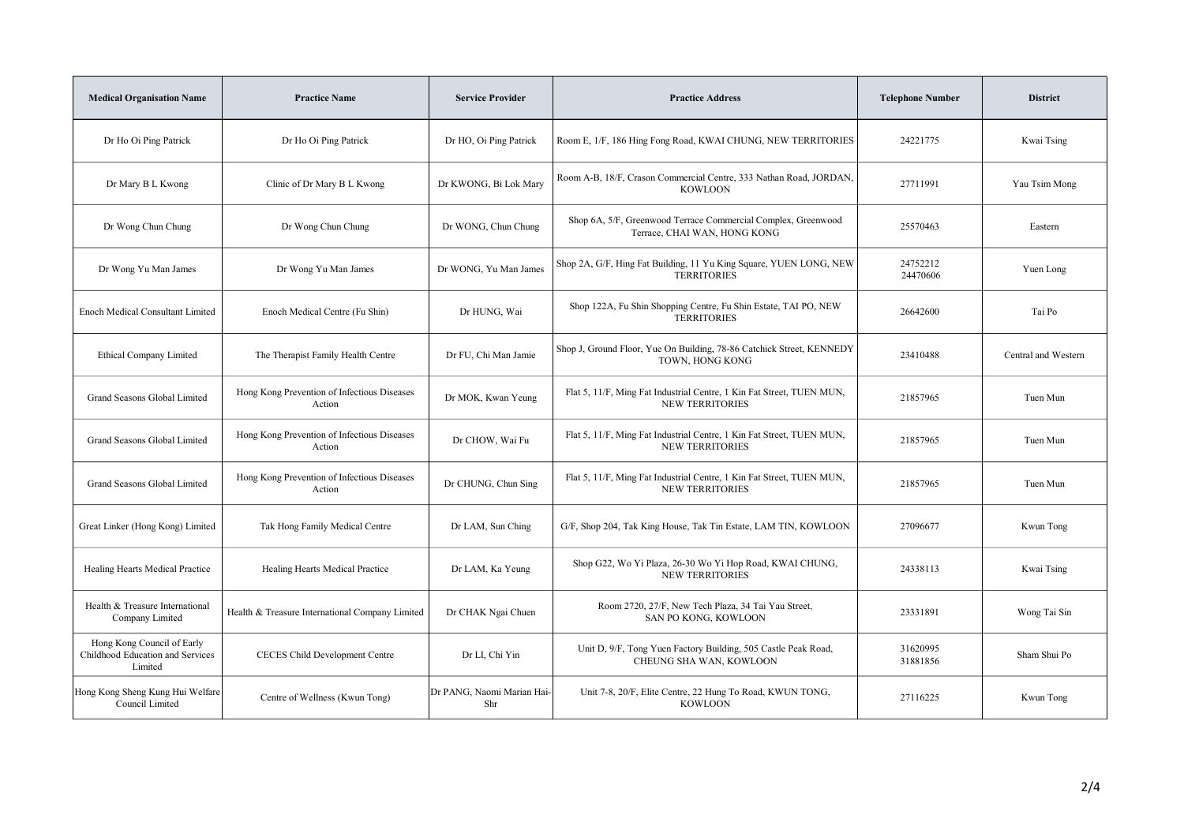| Medical Organisation Name | Practice Name | Service Provider | Practice Address | Telephone Number | District |
| --- | --- | --- | --- | --- | --- |
| Dr Ho Oi Ping Patrick | Dr Ho Oi Ping Patrick | Dr HO, Oi Ping Patrick | Room E, 1/F, 186 Hing Fong Road, KWAI CHUNG, NEW TERRITORIES | 24221775 | Kwai Tsing |
| Dr Mary B L Kwong | Clinic of Dr Mary B L Kwong | Dr KWONG, Bi Lok Mary | Room A-B, 18/F, Crason Commercial Centre, 333 Nathan Road, JORDAN, KOWLOON | 27711991 | Yau Tsim Mong |
| Dr Wong Chun Chung | Dr Wong Chun Chung | Dr WONG, Chun Chung | Shop 6A, 5/F, Greenwood Terrace Commercial Complex, Greenwood Terrace, CHAI WAN, HONG KONG | 25570463 | Eastern |
| Dr Wong Yu Man James | Dr Wong Yu Man James | Dr WONG, Yu Man James | Shop 2A, G/F, Hing Fat Building, 11 Yu King Square, YUEN LONG, NEW TERRITORIES | 24752212 24470606 | Yuen Long |
| Enoch Medical Consultant Limited | Enoch Medical Centre (Fu Shin) | Dr HUNG, Wai | Shop 122A, Fu Shin Shopping Centre, Fu Shin Estate, TAI PO, NEW TERRITORIES | 26642600 | Tai Po |
| Ethical Company Limited | The Therapist Family Health Centre | Dr FU, Chi Man Jamie | Shop J, Ground Floor, Yue On Building, 78-86 Catchick Street, KENNEDY TOWN, HONG KONG | 23410488 | Central and Western |
| Grand Seasons Global Limited | Hong Kong Prevention of Infectious Diseases Action | Dr MOK, Kwan Yeung | Flat 5, 11/F, Ming Fat Industrial Centre, 1 Kin Fat Street, TUEN MUN, NEW TERRITORIES | 21857965 | Tuen Mun |
| Grand Seasons Global Limited | Hong Kong Prevention of Infectious Diseases Action | Dr CHOW, Wai Fu | Flat 5, 11/F, Ming Fat Industrial Centre, 1 Kin Fat Street, TUEN MUN, NEW TERRITORIES | 21857965 | Tuen Mun |
| Grand Seasons Global Limited | Hong Kong Prevention of Infectious Diseases Action | Dr CHUNG, Chun Sing | Flat 5, 11/F, Ming Fat Industrial Centre, 1 Kin Fat Street, TUEN MUN, NEW TERRITORIES | 21857965 | Tuen Mun |
| Great Linker (Hong Kong) Limited | Tak Hong Family Medical Centre | Dr LAM, Sun Ching | G/F, Shop 204, Tak King House, Tak Tin Estate, LAM TIN, KOWLOON | 27096677 | Kwun Tong |
| Healing Hearts Medical Practice | Healing Hearts Medical Practice | Dr LAM, Ka Yeung | Shop G22, Wo Yi Plaza, 26-30 Wo Yi Hop Road, KWAI CHUNG, NEW TERRITORIES | 24338113 | Kwai Tsing |
| Health & Treasure International Company Limited | Health & Treasure International Company Limited | Dr CHAK Ngai Chuen | Room 2720, 27/F, New Tech Plaza, 34 Tai Yau Street, SAN PO KONG, KOWLOON | 23331891 | Wong Tai Sin |
| Hong Kong Council of Early Childhood Education and Services Limited | CECES Child Development Centre | Dr LI, Chi Yin | Unit D, 9/F, Tong Yuen Factory Building, 505 Castle Peak Road, CHEUNG SHA WAN, KOWLOON | 31620995 31881856 | Sham Shui Po |
| Hong Kong Sheng Kung Hui Welfare Council Limited | Centre of Wellness (Kwun Tong) | Dr PANG, Naomi Marian Hai-Shr | Unit 7-8, 20/F, Elite Centre, 22 Hung To Road, KWUN TONG, KOWLOON | 27116225 | Kwun Tong |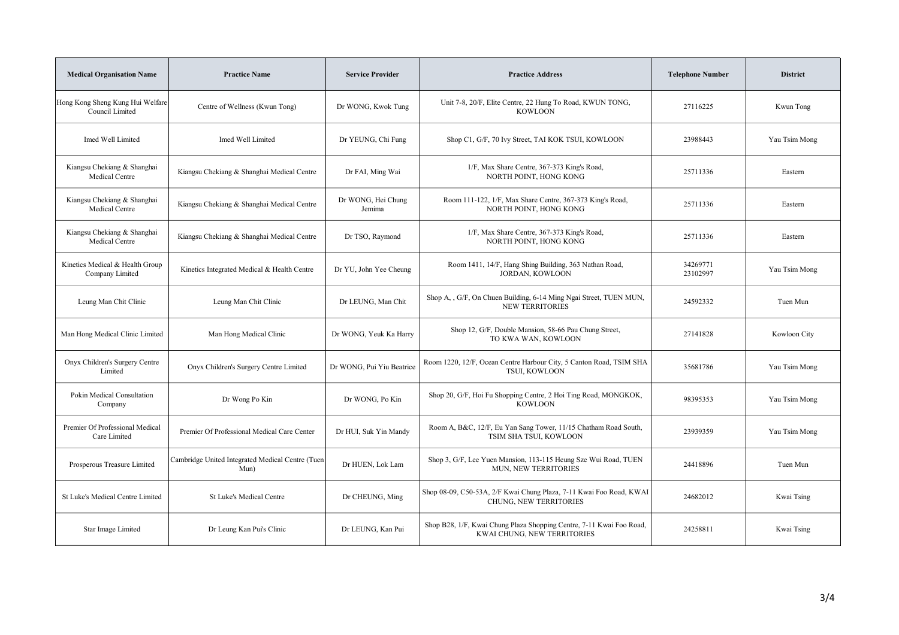| Medical Organisation Name | Practice Name | Service Provider | Practice Address | Telephone Number | District |
| --- | --- | --- | --- | --- | --- |
| Hong Kong Sheng Kung Hui Welfare Council Limited | Centre of Wellness (Kwun Tong) | Dr WONG, Kwok Tung | Unit 7-8, 20/F, Elite Centre, 22 Hung To Road, KWUN TONG, KOWLOON | 27116225 | Kwun Tong |
| Imed Well Limited | Imed Well Limited | Dr YEUNG, Chi Fung | Shop C1, G/F, 70 Ivy Street, TAI KOK TSUI, KOWLOON | 23988443 | Yau Tsim Mong |
| Kiangsu Chekiang & Shanghai Medical Centre | Kiangsu Chekiang & Shanghai Medical Centre | Dr FAI, Ming Wai | 1/F, Max Share Centre, 367-373 King's Road, NORTH POINT, HONG KONG | 25711336 | Eastern |
| Kiangsu Chekiang & Shanghai Medical Centre | Kiangsu Chekiang & Shanghai Medical Centre | Dr WONG, Hei Chung Jemima | Room 111-122, 1/F, Max Share Centre, 367-373 King's Road, NORTH POINT, HONG KONG | 25711336 | Eastern |
| Kiangsu Chekiang & Shanghai Medical Centre | Kiangsu Chekiang & Shanghai Medical Centre | Dr TSO, Raymond | 1/F, Max Share Centre, 367-373 King's Road, NORTH POINT, HONG KONG | 25711336 | Eastern |
| Kinetics Medical & Health Group Company Limited | Kinetics Integrated Medical & Health Centre | Dr YU, John Yee Cheung | Room 1411, 14/F, Hang Shing Building, 363 Nathan Road, JORDAN, KOWLOON | 34269771 23102997 | Yau Tsim Mong |
| Leung Man Chit Clinic | Leung Man Chit Clinic | Dr LEUNG, Man Chit | Shop A, , G/F, On Chuen Building, 6-14 Ming Ngai Street, TUEN MUN, NEW TERRITORIES | 24592332 | Tuen Mun |
| Man Hong Medical Clinic Limited | Man Hong Medical Clinic | Dr WONG, Yeuk Ka Harry | Shop 12, G/F, Double Mansion, 58-66 Pau Chung Street, TO KWA WAN, KOWLOON | 27141828 | Kowloon City |
| Onyx Children's Surgery Centre Limited | Onyx Children's Surgery Centre Limited | Dr WONG, Pui Yiu Beatrice | Room 1220, 12/F, Ocean Centre Harbour City, 5 Canton Road, TSIM SHA TSUI, KOWLOON | 35681786 | Yau Tsim Mong |
| Pokin Medical Consultation Company | Dr Wong Po Kin | Dr WONG, Po Kin | Shop 20, G/F, Hoi Fu Shopping Centre, 2 Hoi Ting Road, MONGKOK, KOWLOON | 98395353 | Yau Tsim Mong |
| Premier Of Professional Medical Care Limited | Premier Of Professional Medical Care Center | Dr HUI, Suk Yin Mandy | Room A, B&C, 12/F, Eu Yan Sang Tower, 11/15 Chatham Road South, TSIM SHA TSUI, KOWLOON | 23939359 | Yau Tsim Mong |
| Prosperous Treasure Limited | Cambridge United Integrated Medical Centre (Tuen Mun) | Dr HUEN, Lok Lam | Shop 3, G/F, Lee Yuen Mansion, 113-115 Heung Sze Wui Road, TUEN MUN, NEW TERRITORIES | 24418896 | Tuen Mun |
| St Luke's Medical Centre Limited | St Luke's Medical Centre | Dr CHEUNG, Ming | Shop 08-09, C50-53A, 2/F Kwai Chung Plaza, 7-11 Kwai Foo Road, KWAI CHUNG, NEW TERRITORIES | 24682012 | Kwai Tsing |
| Star Image Limited | Dr Leung Kan Pui's Clinic | Dr LEUNG, Kan Pui | Shop B28, 1/F, Kwai Chung Plaza Shopping Centre, 7-11 Kwai Foo Road, KWAI CHUNG, NEW TERRITORIES | 24258811 | Kwai Tsing |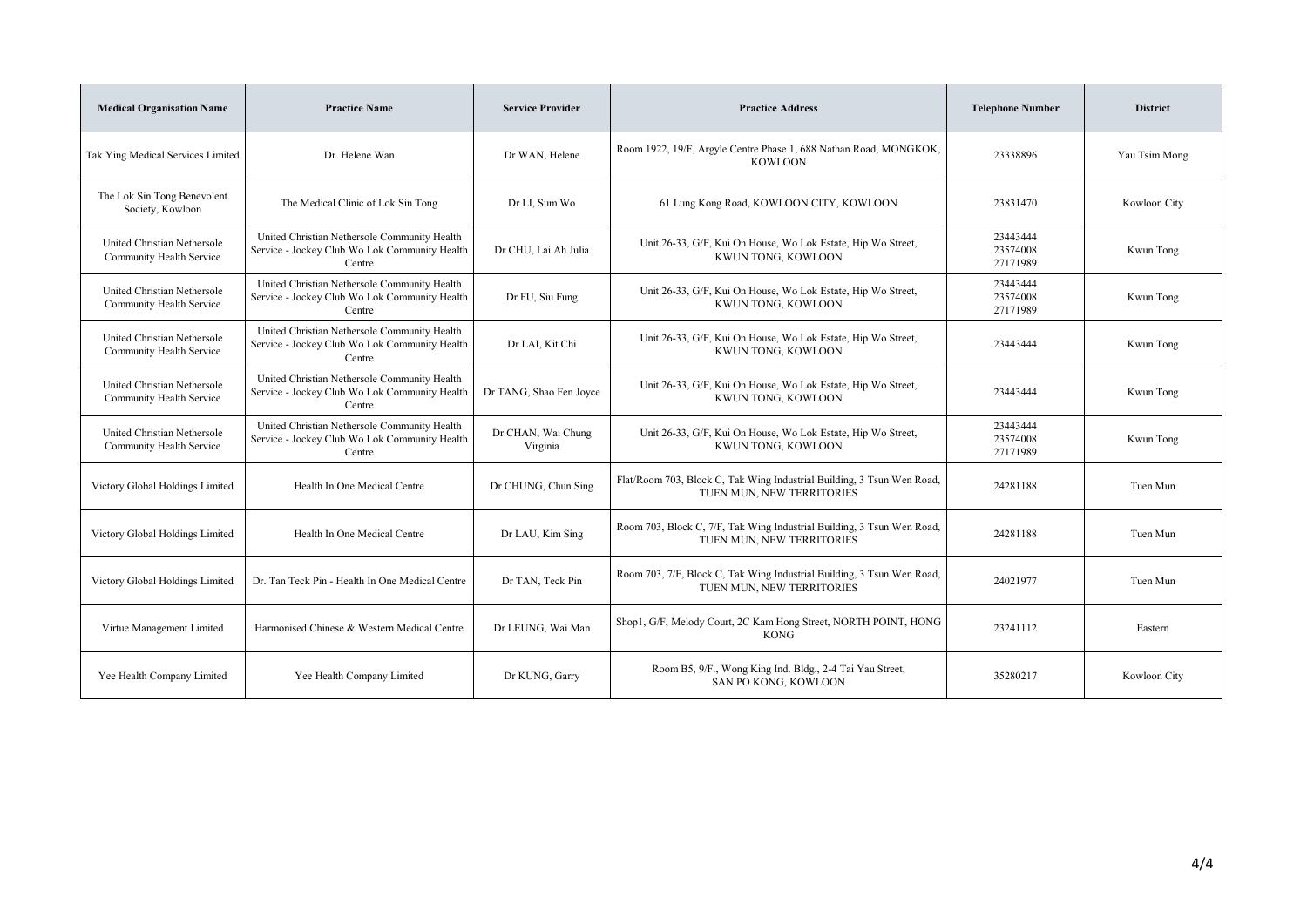| Medical Organisation Name | Practice Name | Service Provider | Practice Address | Telephone Number | District |
| --- | --- | --- | --- | --- | --- |
| Tak Ying Medical Services Limited | Dr. Helene Wan | Dr WAN, Helene | Room 1922, 19/F, Argyle Centre Phase 1, 688 Nathan Road, MONGKOK, KOWLOON | 23338896 | Yau Tsim Mong |
| The Lok Sin Tong Benevolent Society, Kowloon | The Medical Clinic of Lok Sin Tong | Dr LI, Sum Wo | 61 Lung Kong Road, KOWLOON CITY, KOWLOON | 23831470 | Kowloon City |
| United Christian Nethersole Community Health Service | United Christian Nethersole Community Health Service - Jockey Club Wo Lok Community Health Centre | Dr CHU, Lai Ah Julia | Unit 26-33, G/F, Kui On House, Wo Lok Estate, Hip Wo Street, KWUN TONG, KOWLOON | 23443444 23574008 27171989 | Kwun Tong |
| United Christian Nethersole Community Health Service | United Christian Nethersole Community Health Service - Jockey Club Wo Lok Community Health Centre | Dr FU, Siu Fung | Unit 26-33, G/F, Kui On House, Wo Lok Estate, Hip Wo Street, KWUN TONG, KOWLOON | 23443444 23574008 27171989 | Kwun Tong |
| United Christian Nethersole Community Health Service | United Christian Nethersole Community Health Service - Jockey Club Wo Lok Community Health Centre | Dr LAI, Kit Chi | Unit 26-33, G/F, Kui On House, Wo Lok Estate, Hip Wo Street, KWUN TONG, KOWLOON | 23443444 | Kwun Tong |
| United Christian Nethersole Community Health Service | United Christian Nethersole Community Health Service - Jockey Club Wo Lok Community Health Centre | Dr TANG, Shao Fen Joyce | Unit 26-33, G/F, Kui On House, Wo Lok Estate, Hip Wo Street, KWUN TONG, KOWLOON | 23443444 | Kwun Tong |
| United Christian Nethersole Community Health Service | United Christian Nethersole Community Health Service - Jockey Club Wo Lok Community Health Centre | Dr CHAN, Wai Chung Virginia | Unit 26-33, G/F, Kui On House, Wo Lok Estate, Hip Wo Street, KWUN TONG, KOWLOON | 23443444 23574008 27171989 | Kwun Tong |
| Victory Global Holdings Limited | Health In One Medical Centre | Dr CHUNG, Chun Sing | Flat/Room 703, Block C, Tak Wing Industrial Building, 3 Tsun Wen Road, TUEN MUN, NEW TERRITORIES | 24281188 | Tuen Mun |
| Victory Global Holdings Limited | Health In One Medical Centre | Dr LAU, Kim Sing | Room 703, Block C, 7/F, Tak Wing Industrial Building, 3 Tsun Wen Road, TUEN MUN, NEW TERRITORIES | 24281188 | Tuen Mun |
| Victory Global Holdings Limited | Dr. Tan Teck Pin - Health In One Medical Centre | Dr TAN, Teck Pin | Room 703, 7/F, Block C, Tak Wing Industrial Building, 3 Tsun Wen Road, TUEN MUN, NEW TERRITORIES | 24021977 | Tuen Mun |
| Virtue Management Limited | Harmonised Chinese & Western Medical Centre | Dr LEUNG, Wai Man | Shop1, G/F, Melody Court, 2C Kam Hong Street, NORTH POINT, HONG KONG | 23241112 | Eastern |
| Yee Health Company Limited | Yee Health Company Limited | Dr KUNG, Garry | Room B5, 9/F., Wong King Ind. Bldg., 2-4 Tai Yau Street, SAN PO KONG, KOWLOON | 35280217 | Kowloon City |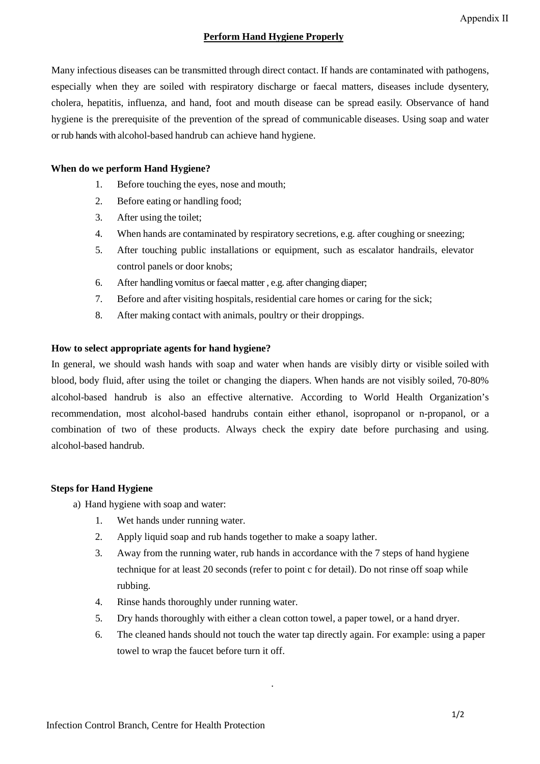Appendix II

# Perform Hand Hygiene Properly

Many infectious diseases can be transmitted through direct contact. If hands are contaminated with pathogens, especially when they are soiled with respiratory discharge or faecal matters, diseases include dysentery, cholera, hepatitis, influenza, and hand, foot and mouth disease can be spread easily. Observance of hand hygiene is the prerequisite of the prevention of the spread of communicable diseases. Using soap and water or rub hands with alcohol-based handrub can achieve hand hygiene.

**When do we perform Hand Hygiene?**

1. Before touching the eyes, nose and mouth;
2. Before eating or handling food;
3. After using the toilet;
4. When hands are contaminated by respiratory secretions, e.g. after coughing or sneezing;
5. After touching public installations or equipment, such as escalator handrails, elevator control panels or door knobs;
6. After handling vomitus or faecal matter , e.g. after changing diaper;
7. Before and after visiting hospitals, residential care homes or caring for the sick;
8. After making contact with animals, poultry or their droppings.

**How to select appropriate agents for hand hygiene?**

In general, we should wash hands with soap and water when hands are visibly dirty or visible soiled with blood, body fluid, after using the toilet or changing the diapers. When hands are not visibly soiled, 70-80% alcohol-based handrub is also an effective alternative. According to World Health Organization's recommendation, most alcohol-based handrubs contain either ethanol, isopropanol or n-propanol, or a combination of two of these products. Always check the expiry date before purchasing and using. alcohol-based handrub.

**Steps for Hand Hygiene**

a) Hand hygiene with soap and water:

1. Wet hands under running water.
2. Apply liquid soap and rub hands together to make a soapy lather.
3. Away from the running water, rub hands in accordance with the 7 steps of hand hygiene technique for at least 20 seconds (refer to point c for detail). Do not rinse off soap while rubbing.
4. Rinse hands thoroughly under running water.
5. Dry hands thoroughly with either a clean cotton towel, a paper towel, or a hand dryer.
6. The cleaned hands should not touch the water tap directly again. For example: using a paper towel to wrap the faucet before turn it off.

Infection Control Branch, Centre for Health Protection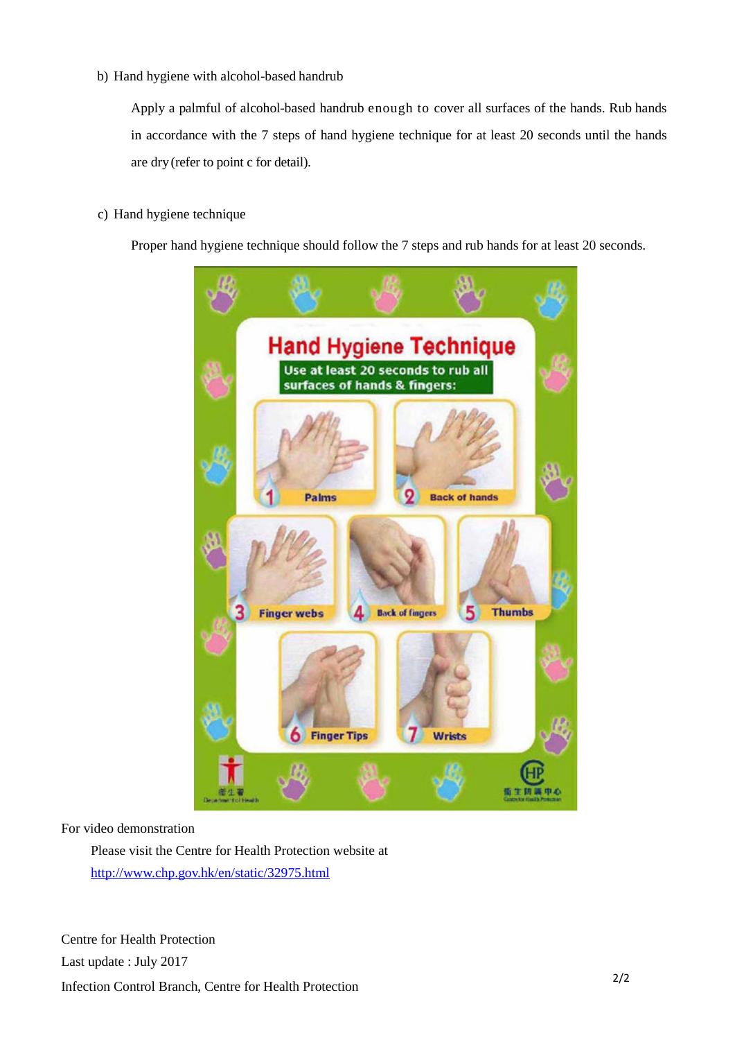b) Hand hygiene with alcohol-based handrub

Apply a palmful of alcohol-based handrub enough to cover all surfaces of the hands. Rub hands in accordance with the 7 steps of hand hygiene technique for at least 20 seconds until the hands are dry (refer to point c for detail).

c) Hand hygiene technique

Proper hand hygiene technique should follow the 7 steps and rub hands for at least 20 seconds.

Hand Hygiene Technique

Use at least 20 seconds to rub all surfaces of hands & fingers:

1 Palms

2 Back of hands

3 Finger webs

4 Back of fingers

5 Thumbs

6 Finger Tips

7 Wrists

For video demonstration

Please visit the Centre for Health Protection website at [http://www.chp.gov.hk/en/static/32975.html](http://www.chp.gov.hk/en/static/32975.html)

Centre for Health Protection
Last update : July 2017
Infection Control Branch, Centre for Health Protection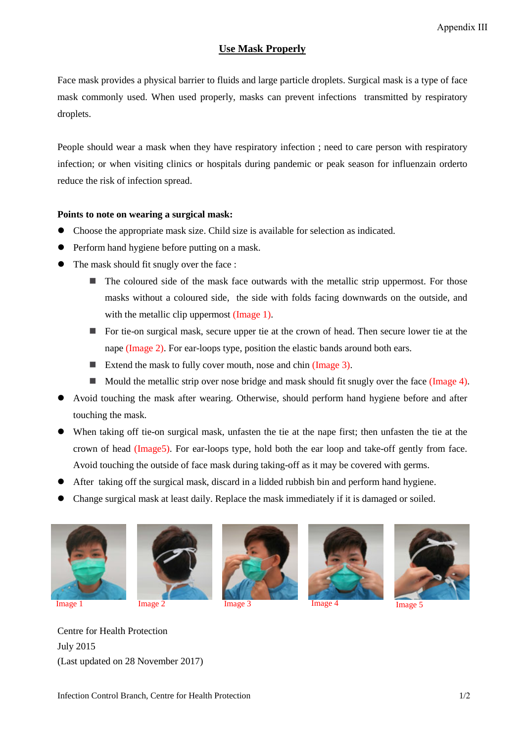Appendix III

# Use Mask Properly

Face mask provides a physical barrier to fluids and large particle droplets. Surgical mask is a type of face mask commonly used. When used properly, masks can prevent infections transmitted by respiratory droplets.

People should wear a mask when they have respiratory infection ; need to care person with respiratory infection; or when visiting clinics or hospitals during pandemic or peak season for influenzain orderto reduce the risk of infection spread.

**Points to note on wearing a surgical mask:**

- Choose the appropriate mask size. Child size is available for selection as indicated.
- Perform hand hygiene before putting on a mask.
- The mask should fit snugly over the face :
  - The coloured side of the mask face outwards with the metallic strip uppermost. For those masks without a coloured side, the side with folds facing downwards on the outside, and with the metallic clip uppermost (Image 1).
  - For tie-on surgical mask, secure upper tie at the crown of head. Then secure lower tie at the nape (Image 2). For ear-loops type, position the elastic bands around both ears.
  - Extend the mask to fully cover mouth, nose and chin (Image 3).
  - Mould the metallic strip over nose bridge and mask should fit snugly over the face (Image 4).
- Avoid touching the mask after wearing. Otherwise, should perform hand hygiene before and after touching the mask.
- When taking off tie-on surgical mask, unfasten the tie at the nape first; then unfasten the tie at the crown of head (Image5). For ear-loops type, hold both the ear loop and take-off gently from face. Avoid touching the outside of face mask during taking-off as it may be covered with germs.
- After taking off the surgical mask, discard in a lidded rubbish bin and perform hand hygiene.
- Change surgical mask at least daily. Replace the mask immediately if it is damaged or soiled.

Image 1

Image 2

Image 3

Image 4

Image 5

Centre for Health Protection
July 2015
(Last updated on 28 November 2017)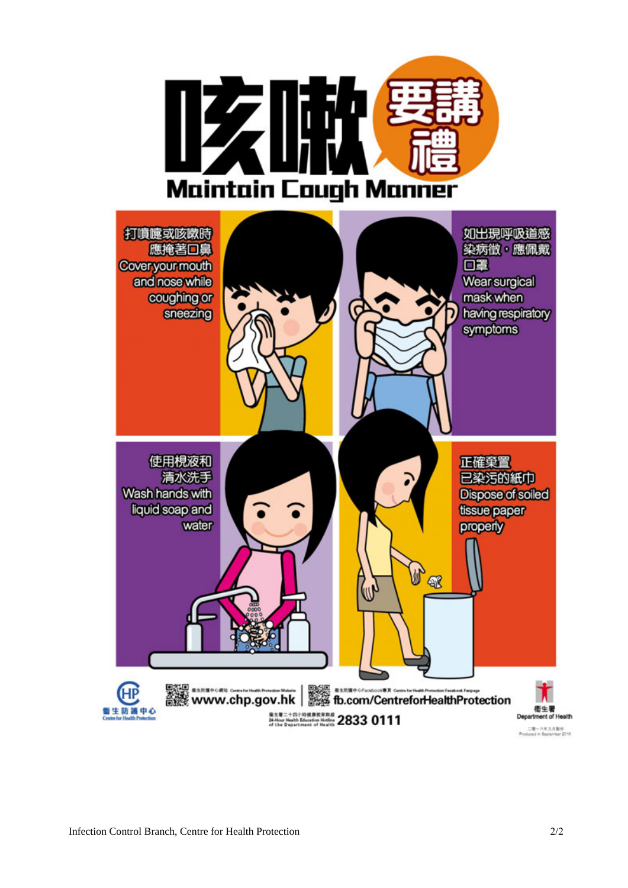# 咳嗽要講禮

# Maintain Cough Manner

打噴嚏或咳嗽時應掩著口鼻
Cover your mouth and nose while coughing or sneezing

如出現呼吸道感染病徵，應佩戴口罩
Wear surgical mask when having respiratory symptoms

使用梘液和清水洗手
Wash hands with liquid soap and water

正確棄置已染污的紙巾
Dispose of soiled tissue paper properly

衞生防護中心網站 Centre for Health Protection Website www.chp.gov.hk

衞生防護中心Facebook專頁 Centre for Health Protection Facebook Fanpage fb.com/CentreforHealthProtection

衞生署二十四小時健康教育熱線 24-Hour Health Education Hotline of the Department of Health 2833 0111

衞生防護中心 Centre for Health Protection

衞生署 Department of Health

二零一六年九月製作 Produced in September 2016